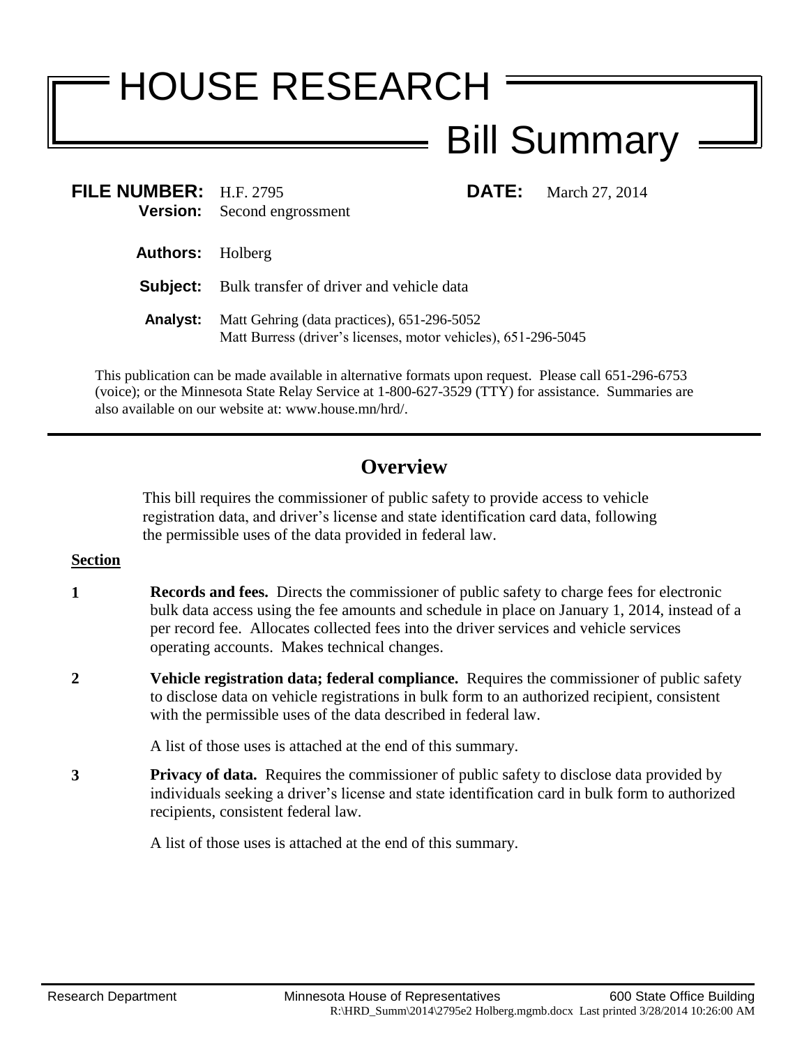# HOUSE RESEARCH
## Bill Summary

**FILE NUMBER:** H.F. 2795 **DATE:** March 27, 2014
**Version:** Second engrossment

**Authors:** Holberg

**Subject:** Bulk transfer of driver and vehicle data

**Analyst:** Matt Gehring (data practices), 651-296-5052
Matt Burress (driver's licenses, motor vehicles), 651-296-5045

This publication can be made available in alternative formats upon request. Please call 651-296-6753 (voice); or the Minnesota State Relay Service at 1-800-627-3529 (TTY) for assistance. Summaries are also available on our website at: www.house.mn/hrd/.

---

## Overview

This bill requires the commissioner of public safety to provide access to vehicle registration data, and driver's license and state identification card data, following the permissible uses of the data provided in federal law.

**Section**

**1** **Records and fees.** Directs the commissioner of public safety to charge fees for electronic bulk data access using the fee amounts and schedule in place on January 1, 2014, instead of a per record fee. Allocates collected fees into the driver services and vehicle services operating accounts. Makes technical changes.

**2** **Vehicle registration data; federal compliance.** Requires the commissioner of public safety to disclose data on vehicle registrations in bulk form to an authorized recipient, consistent with the permissible uses of the data described in federal law.

A list of those uses is attached at the end of this summary.

**3** **Privacy of data.** Requires the commissioner of public safety to disclose data provided by individuals seeking a driver's license and state identification card in bulk form to authorized recipients, consistent federal law.

A list of those uses is attached at the end of this summary.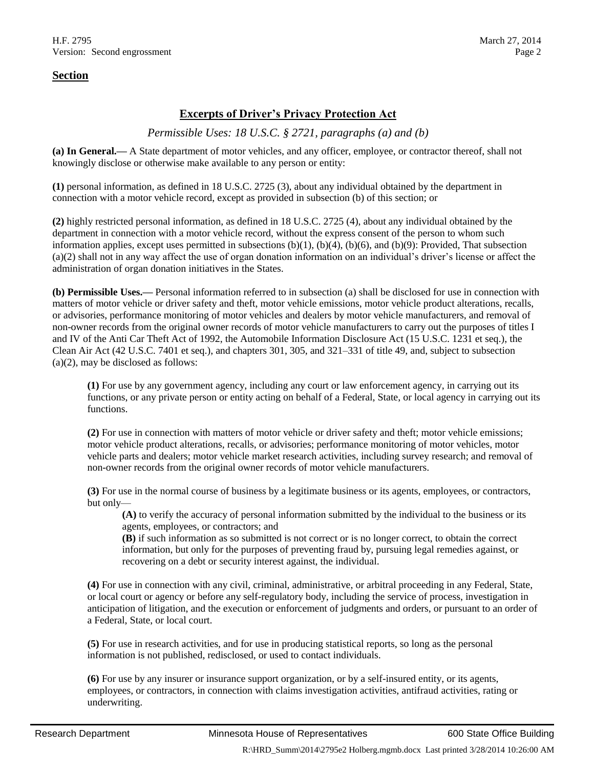## Section

### Excerpts of Driver's Privacy Protection Act

*Permissible Uses: 18 U.S.C. § 2721, paragraphs (a) and (b)*

**(a) In General.—** A State department of motor vehicles, and any officer, employee, or contractor thereof, shall not knowingly disclose or otherwise make available to any person or entity:

**(1)** personal information, as defined in 18 U.S.C. 2725 (3), about any individual obtained by the department in connection with a motor vehicle record, except as provided in subsection (b) of this section; or

**(2)** highly restricted personal information, as defined in 18 U.S.C. 2725 (4), about any individual obtained by the department in connection with a motor vehicle record, without the express consent of the person to whom such information applies, except uses permitted in subsections (b)(1), (b)(4), (b)(6), and (b)(9): Provided, That subsection (a)(2) shall not in any way affect the use of organ donation information on an individual's driver's license or affect the administration of organ donation initiatives in the States.

**(b) Permissible Uses.—** Personal information referred to in subsection (a) shall be disclosed for use in connection with matters of motor vehicle or driver safety and theft, motor vehicle emissions, motor vehicle product alterations, recalls, or advisories, performance monitoring of motor vehicles and dealers by motor vehicle manufacturers, and removal of non-owner records from the original owner records of motor vehicle manufacturers to carry out the purposes of titles I and IV of the Anti Car Theft Act of 1992, the Automobile Information Disclosure Act (15 U.S.C. 1231 et seq.), the Clean Air Act (42 U.S.C. 7401 et seq.), and chapters 301, 305, and 321–331 of title 49, and, subject to subsection (a)(2), may be disclosed as follows:

> **(1)** For use by any government agency, including any court or law enforcement agency, in carrying out its functions, or any private person or entity acting on behalf of a Federal, State, or local agency in carrying out its functions.
>
> **(2)** For use in connection with matters of motor vehicle or driver safety and theft; motor vehicle emissions; motor vehicle product alterations, recalls, or advisories; performance monitoring of motor vehicles, motor vehicle parts and dealers; motor vehicle market research activities, including survey research; and removal of non-owner records from the original owner records of motor vehicle manufacturers.
>
> **(3)** For use in the normal course of business by a legitimate business or its agents, employees, or contractors, but only—
>
> > **(A)** to verify the accuracy of personal information submitted by the individual to the business or its agents, employees, or contractors; and
> > **(B)** if such information as so submitted is not correct or is no longer correct, to obtain the correct information, but only for the purposes of preventing fraud by, pursuing legal remedies against, or recovering on a debt or security interest against, the individual.
>
> **(4)** For use in connection with any civil, criminal, administrative, or arbitral proceeding in any Federal, State, or local court or agency or before any self-regulatory body, including the service of process, investigation in anticipation of litigation, and the execution or enforcement of judgments and orders, or pursuant to an order of a Federal, State, or local court.
>
> **(5)** For use in research activities, and for use in producing statistical reports, so long as the personal information is not published, redisclosed, or used to contact individuals.
>
> **(6)** For use by any insurer or insurance support organization, or by a self-insured entity, or its agents, employees, or contractors, in connection with claims investigation activities, antifraud activities, rating or underwriting.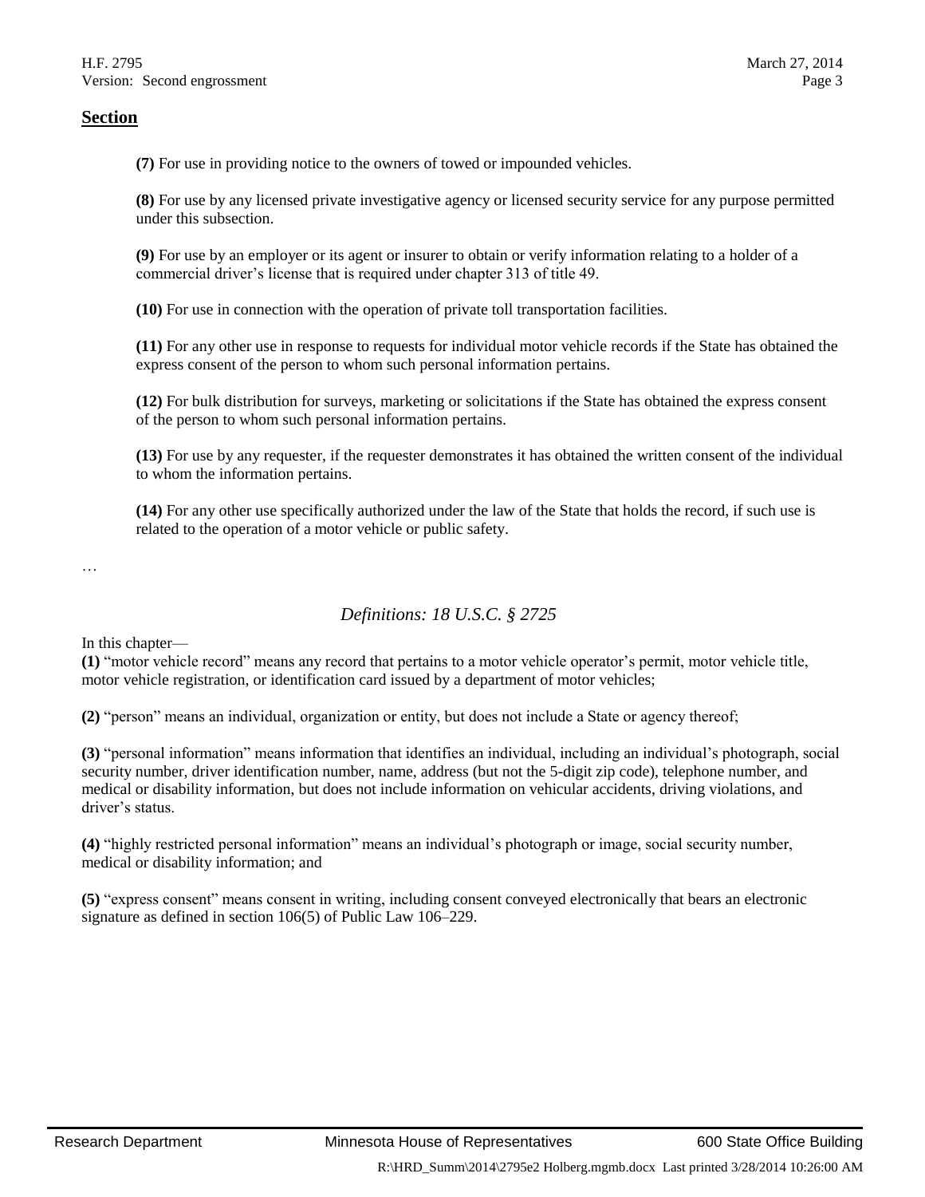## Section

**(7)** For use in providing notice to the owners of towed or impounded vehicles.

**(8)** For use by any licensed private investigative agency or licensed security service for any purpose permitted under this subsection.

**(9)** For use by an employer or its agent or insurer to obtain or verify information relating to a holder of a commercial driver's license that is required under chapter 313 of title 49.

**(10)** For use in connection with the operation of private toll transportation facilities.

**(11)** For any other use in response to requests for individual motor vehicle records if the State has obtained the express consent of the person to whom such personal information pertains.

**(12)** For bulk distribution for surveys, marketing or solicitations if the State has obtained the express consent of the person to whom such personal information pertains.

**(13)** For use by any requester, if the requester demonstrates it has obtained the written consent of the individual to whom the information pertains.

**(14)** For any other use specifically authorized under the law of the State that holds the record, if such use is related to the operation of a motor vehicle or public safety.

…

### *Definitions: 18 U.S.C. § 2725*

In this chapter—

**(1)** "motor vehicle record" means any record that pertains to a motor vehicle operator's permit, motor vehicle title, motor vehicle registration, or identification card issued by a department of motor vehicles;

**(2)** "person" means an individual, organization or entity, but does not include a State or agency thereof;

**(3)** "personal information" means information that identifies an individual, including an individual's photograph, social security number, driver identification number, name, address (but not the 5-digit zip code), telephone number, and medical or disability information, but does not include information on vehicular accidents, driving violations, and driver's status.

**(4)** "highly restricted personal information" means an individual's photograph or image, social security number, medical or disability information; and

**(5)** "express consent" means consent in writing, including consent conveyed electronically that bears an electronic signature as defined in section 106(5) of Public Law 106–229.